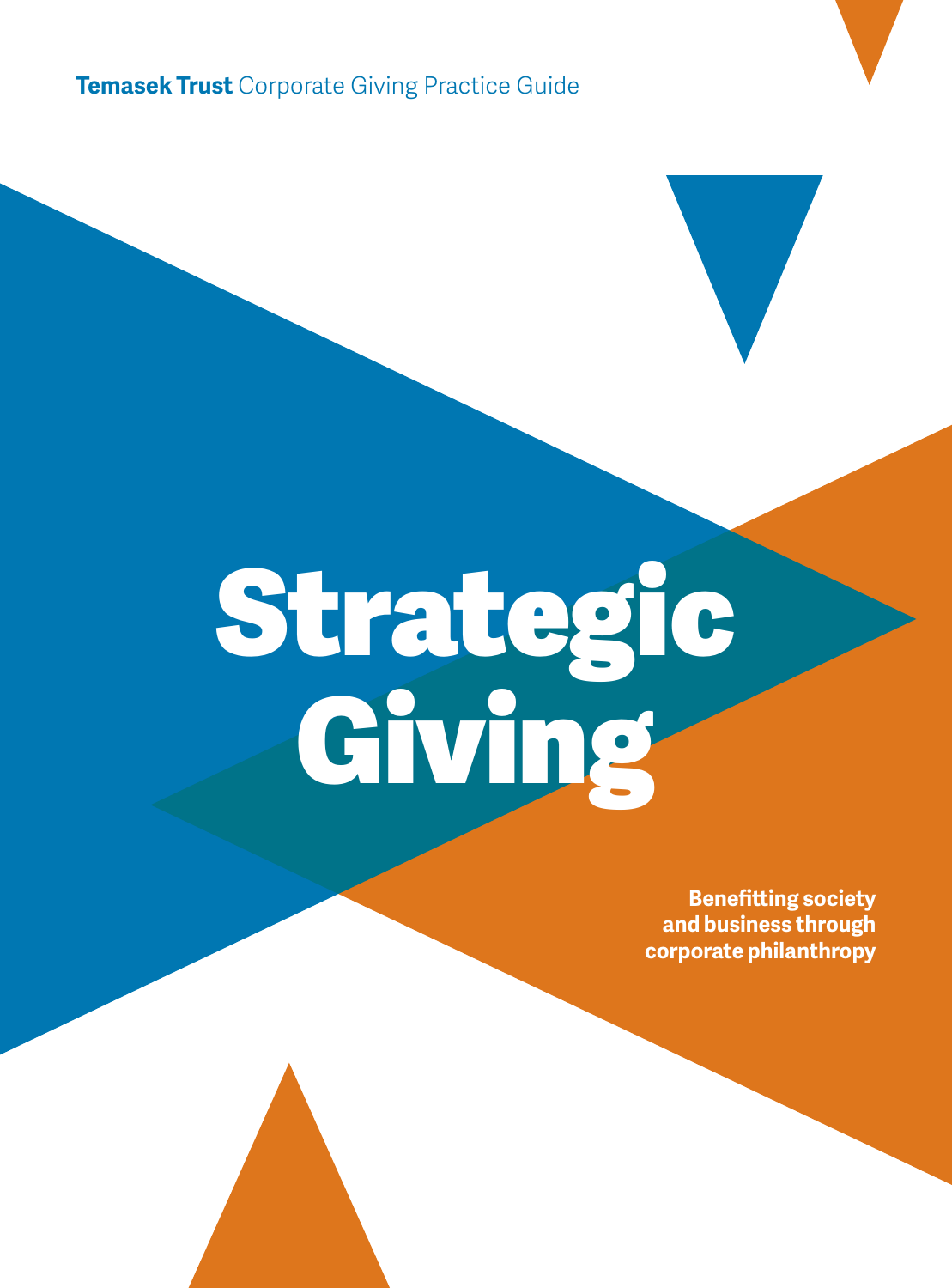**Temasek Trust** Corporate Giving Practice Guide

# Strategic Giving

**Benefitting society and business through corporate philanthropy**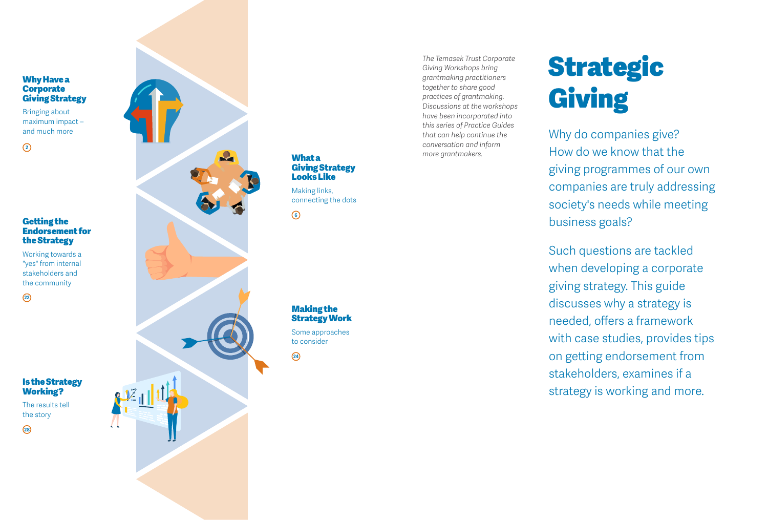# Strategic Giving

*The Temasek Trust Corporate Giving Workshops bring grantmaking practitioners together to share good practices of grantmaking. Discussions at the workshops have been incorporated into this series of Practice Guides that can help continue the conversation and inform more grantmakers.*

Why do companies give? How do we know that the giving programmes of our own companies are truly addressing society's needs while meeting business goals?

Such questions are tackled when developing a corporate giving strategy. This guide discusses why a strategy is needed, offers a framework with case studies, provides tips on getting endorsement from stakeholders, examines if a strategy is working and more.

### Why Have a Corporate Giving Strategy

Bringing about maximum impact – and much more

2

### What a Giving Strategy Looks Like

Making links, connecting the dots

6

### Getting the Endorsement for the Strategy

Working towards a "yes" from internal stakeholders and the community

22

### Making the Strategy Work

Some approaches to consider

24

### Is the Strategy Working?

The results tell the story

28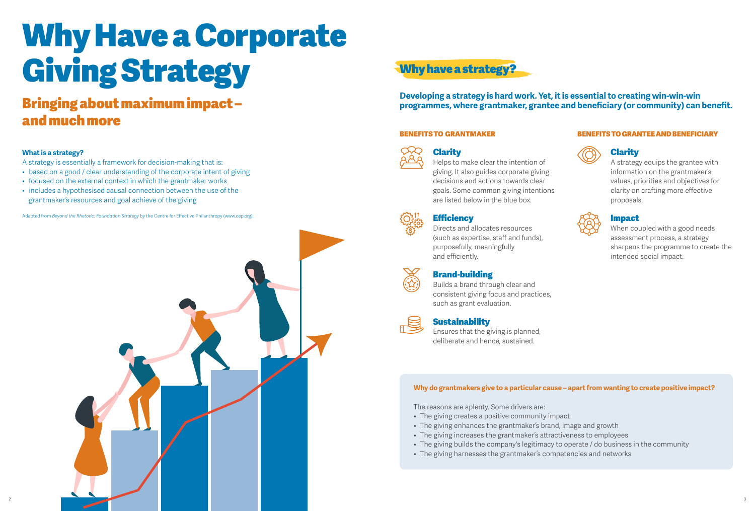# Why Have a Corporate Giving Strategy

## Bringing about maximum impact – and much more

**What is a strategy?**

A strategy is essentially a framework for decision-making that is:

- based on a good / clear understanding of the corporate intent of giving
- focused on the external context in which the grantmaker works
- includes a hypothesised causal connection between the use of the grantmaker's resources and goal achieve of the giving

Adapted from *Beyond the Rhetoric: Foundation Strategy* by the Centre for Effective Philanthropy (www.cep.org).

## Why have a strategy?

**Developing a strategy is hard work. Yet, it is essential to creating win-win-win programmes, where grantmaker, grantee and beneficiary (or community) can benefit.**

### BENEFITS TO GRANTMAKER

#### Clarity

Helps to make clear the intention of giving. It also guides corporate giving decisions and actions towards clear goals. Some common giving intentions are listed below in the blue box.

#### Efficiency

Directs and allocates resources (such as expertise, staff and funds), purposefully, meaningfully and efficiently.

#### Brand-building

Builds a brand through clear and consistent giving focus and practices, such as grant evaluation.

#### Sustainability

Ensures that the giving is planned, deliberate and hence, sustained.

### BENEFITS TO GRANTEE AND BENEFICIARY

#### Clarity

A strategy equips the grantee with information on the grantmaker's values, priorities and objectives for clarity on crafting more effective proposals.

#### Impact

When coupled with a good needs assessment process, a strategy sharpens the programme to create the intended social impact.

**Why do grantmakers give to a particular cause – apart from wanting to create positive impact?**

The reasons are aplenty. Some drivers are:

- The giving creates a positive community impact
- The giving enhances the grantmaker's brand, image and growth
- The giving increases the grantmaker's attractiveness to employees
- The giving builds the company's legitimacy to operate / do business in the community
- The giving harnesses the grantmaker's competencies and networks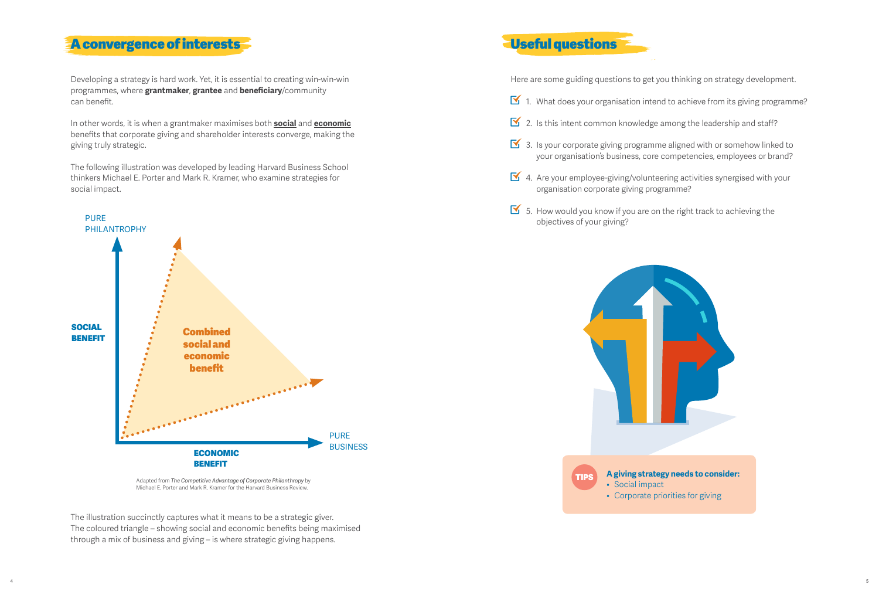## A convergence of interests

Developing a strategy is hard work. Yet, it is essential to creating win-win-win programmes, where **grantmaker**, **grantee** and **beneficiary**/community can benefit.

In other words, it is when a grantmaker maximises both **social** and **economic** benefits that corporate giving and shareholder interests converge, making the giving truly strategic.

The following illustration was developed by leading Harvard Business School thinkers Michael E. Porter and Mark R. Kramer, who examine strategies for social impact.

PURE PHILANTHROPY

**SOCIAL BENEFIT**

**Combined social and economic benefit**

PURE BUSINESS

**ECONOMIC BENEFIT**

Adapted from *The Competitive Advantage of Corporate Philanthropy* by Michael E. Porter and Mark R. Kramer for the Harvard Business Review.

The illustration succinctly captures what it means to be a strategic giver. The coloured triangle – showing social and economic benefits being maximised through a mix of business and giving – is where strategic giving happens.

## Useful questions

Here are some guiding questions to get you thinking on strategy development.

1. What does your organisation intend to achieve from its giving programme?
2. Is this intent common knowledge among the leadership and staff?
3. Is your corporate giving programme aligned with or somehow linked to your organisation's business, core competencies, employees or brand?
4. Are your employee-giving/volunteering activities synergised with your organisation corporate giving programme?
5. How would you know if you are on the right track to achieving the objectives of your giving?

**TIPS**

**A giving strategy needs to consider:**

- Social impact
- Corporate priorities for giving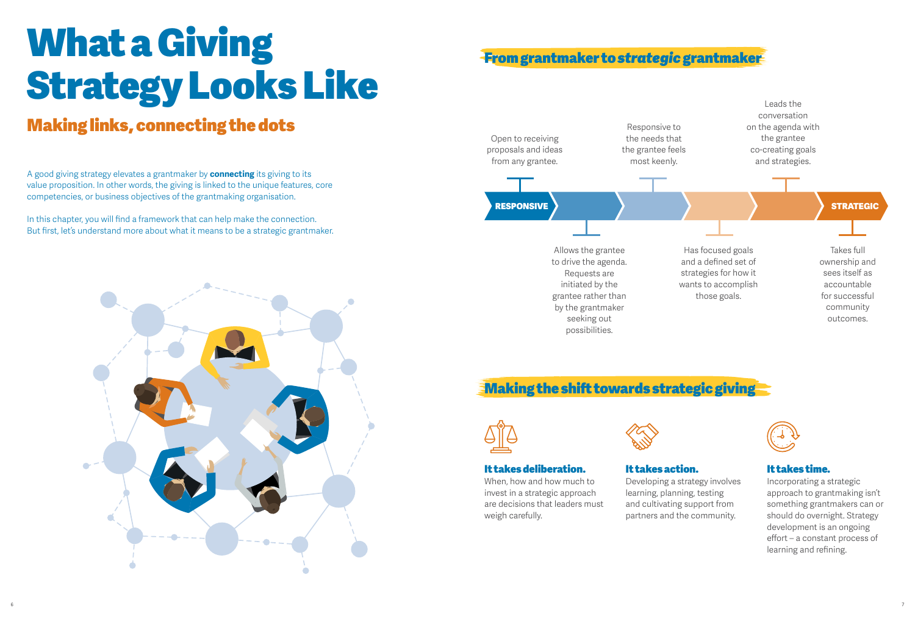# What a Giving Strategy Looks Like

## Making links, connecting the dots

A good giving strategy elevates a grantmaker by **connecting** its giving to its value proposition. In other words, the giving is linked to the unique features, core competencies, or business objectives of the grantmaking organisation.

In this chapter, you will find a framework that can help make the connection. But first, let's understand more about what it means to be a strategic grantmaker.

## From grantmaker to *strategic* grantmaker

**RESPONSIVE** → **STRATEGIC**

- Open to receiving proposals and ideas from any grantee.
- Allows the grantee to drive the agenda. Requests are initiated by the grantee rather than by the grantmaker seeking out possibilities.
- Responsive to the needs that the grantee feels most keenly.
- Has focused goals and a defined set of strategies for how it wants to accomplish those goals.
- Leads the conversation on the agenda with the grantee co-creating goals and strategies.
- Takes full ownership and sees itself as accountable for successful community outcomes.

## Making the shift towards strategic giving

### It takes deliberation.

When, how and how much to invest in a strategic approach are decisions that leaders must weigh carefully.

### It takes action.

Developing a strategy involves learning, planning, testing and cultivating support from partners and the community.

### It takes time.

Incorporating a strategic approach to grantmaking isn't something grantmakers can or should do overnight. Strategy development is an ongoing effort – a constant process of learning and refining.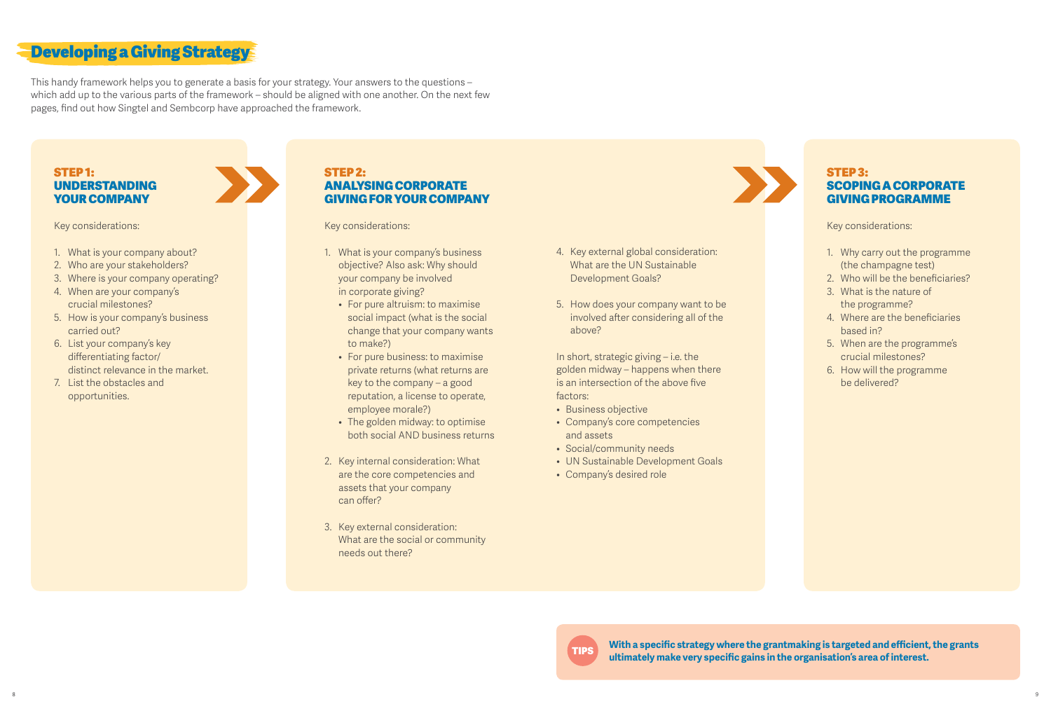# Developing a Giving Strategy

This handy framework helps you to generate a basis for your strategy. Your answers to the questions – which add up to the various parts of the framework – should be aligned with one another. On the next few pages, find out how Singtel and Sembcorp have approached the framework.

## STEP 1: UNDERSTANDING YOUR COMPANY

Key considerations:

1. What is your company about?
2. Who are your stakeholders?
3. Where is your company operating?
4. When are your company's crucial milestones?
5. How is your company's business carried out?
6. List your company's key differentiating factor/ distinct relevance in the market.
7. List the obstacles and opportunities.

## STEP 2: ANALYSING CORPORATE GIVING FOR YOUR COMPANY

Key considerations:

1. What is your company's business objective? Also ask: Why should your company be involved in corporate giving?
   - For pure altruism: to maximise social impact (what is the social change that your company wants to make?)
   - For pure business: to maximise private returns (what returns are key to the company – a good reputation, a license to operate, employee morale?)
   - The golden midway: to optimise both social AND business returns
2. Key internal consideration: What are the core competencies and assets that your company can offer?
3. Key external consideration: What are the social or community needs out there?
4. Key external global consideration: What are the UN Sustainable Development Goals?
5. How does your company want to be involved after considering all of the above?

In short, strategic giving – i.e. the golden midway – happens when there is an intersection of the above five factors:

- Business objective
- Company's core competencies and assets
- Social/community needs
- UN Sustainable Development Goals
- Company's desired role

## STEP 3: SCOPING A CORPORATE GIVING PROGRAMME

Key considerations:

1. Why carry out the programme (the champagne test)
2. Who will be the beneficiaries?
3. What is the nature of the programme?
4. Where are the beneficiaries based in?
5. When are the programme's crucial milestones?
6. How will the programme be delivered?

**TIPS**

**With a specific strategy where the grantmaking is targeted and efficient, the grants ultimately make very specific gains in the organisation's area of interest.**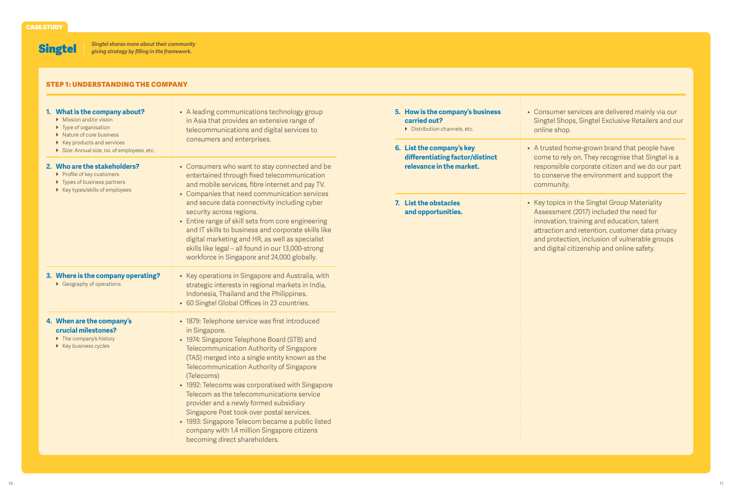CASE STUDY

# Singtel

*Singtel shares more about their community giving strategy by filling in the framework.*

## STEP 1: UNDERSTANDING THE COMPANY

**1. What is the company about?**
- Mission and/or vision
- Type of organisation
- Nature of core business
- Key products and services
- Size: Annual size, no. of employees, etc.

- A leading communications technology group in Asia that provides an extensive range of telecommunications and digital services to consumers and enterprises.

**2. Who are the stakeholders?**
- Profile of key customers
- Types of business partners
- Key types/skills of employees

- Consumers who want to stay connected and be entertained through fixed telecommunication and mobile services, fibre internet and pay TV.
- Companies that need communication services and secure data connectivity including cyber security across regions.
- Entire range of skill sets from core engineering and IT skills to business and corporate skills like digital marketing and HR, as well as specialist skills like legal – all found in our 13,000-strong workforce in Singapore and 24,000 globally.

**3. Where is the company operating?**
- Geography of operations

- Key operations in Singapore and Australia, with strategic interests in regional markets in India, Indonesia, Thailand and the Philippines.
- 60 Singtel Global Offices in 23 countries.

**4. When are the company's crucial milestones?**
- The company's history
- Key business cycles

- 1879: Telephone service was first introduced in Singapore.
- 1974: Singapore Telephone Board (STB) and Telecommunication Authority of Singapore (TAS) merged into a single entity known as the Telecommunication Authority of Singapore (Telecoms)
- 1992: Telecoms was corporatised with Singapore Telecom as the telecommunications service provider and a newly formed subsidiary Singapore Post took over postal services.
- 1993: Singapore Telecom became a public listed company with 1.4 million Singapore citizens becoming direct shareholders.

**5. How is the company's business carried out?**
- Distribution channels, etc.

- Consumer services are delivered mainly via our Singtel Shops, Singtel Exclusive Retailers and our online shop.

**6. List the company's key differentiating factor/distinct relevance in the market.**

- A trusted home-grown brand that people have come to rely on. They recognise that Singtel is a responsible corporate citizen and we do our part to conserve the environment and support the community.

**7. List the obstacles and opportunities.**

- Key topics in the Singtel Group Materiality Assessment (2017) included the need for innovation, training and education, talent attraction and retention, customer data privacy and protection, inclusion of vulnerable groups and digital citizenship and online safety.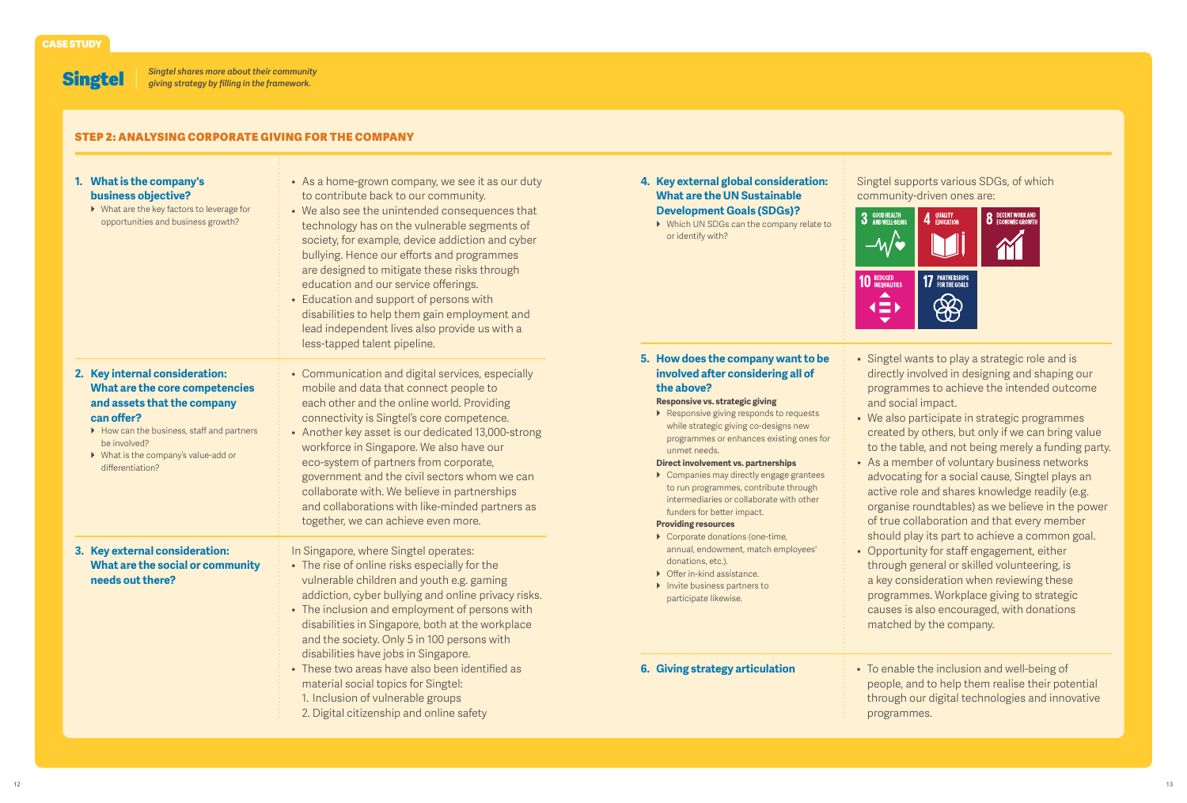CASE STUDY

**Singtel** | *Singtel shares more about their community giving strategy by filling in the framework.*

## STEP 2: ANALYSING CORPORATE GIVING FOR THE COMPANY

### 1. What is the company's business objective?

- What are the key factors to leverage for opportunities and business growth?

- As a home-grown company, we see it as our duty to contribute back to our community.
- We also see the unintended consequences that technology has on the vulnerable segments of society, for example, device addiction and cyber bullying. Hence our efforts and programmes are designed to mitigate these risks through education and our service offerings.
- Education and support of persons with disabilities to help them gain employment and lead independent lives also provide us with a less-tapped talent pipeline.

### 2. Key internal consideration: What are the core competencies and assets that the company can offer?

- How can the business, staff and partners be involved?
- What is the company's value-add or differentiation?

- Communication and digital services, especially mobile and data that connect people to each other and the online world. Providing connectivity is Singtel's core competence.
- Another key asset is our dedicated 13,000-strong workforce in Singapore. We also have our eco-system of partners from corporate, government and the civil sectors whom we can collaborate with. We believe in partnerships and collaborations with like-minded partners as together, we can achieve even more.

### 3. Key external consideration: What are the social or community needs out there?

In Singapore, where Singtel operates:

- The rise of online risks especially for the vulnerable children and youth e.g. gaming addiction, cyber bullying and online privacy risks.
- The inclusion and employment of persons with disabilities in Singapore, both at the workplace and the society. Only 5 in 100 persons with disabilities have jobs in Singapore.
- These two areas have also been identified as material social topics for Singtel:
  1. Inclusion of vulnerable groups
  2. Digital citizenship and online safety

### 4. Key external global consideration: What are the UN Sustainable Development Goals (SDGs)?

- Which UN SDGs can the company relate to or identify with?

Singtel supports various SDGs, of which community-driven ones are:

- 3 Good Health and Well-Being
- 4 Quality Education
- 8 Decent Work and Economic Growth
- 10 Reduced Inequalities
- 17 Partnerships for the Goals

### 5. How does the company want to be involved after considering all of the above?

**Responsive vs. strategic giving**

- Responsive giving responds to requests while strategic giving co-designs new programmes or enhances existing ones for unmet needs.

**Direct involvement vs. partnerships**

- Companies may directly engage grantees to run programmes, contribute through intermediaries or collaborate with other funders for better impact.

**Providing resources**

- Corporate donations (one-time, annual, endowment, match employees' donations, etc.).
- Offer in-kind assistance.
- Invite business partners to participate likewise.

- Singtel wants to play a strategic role and is directly involved in designing and shaping our programmes to achieve the intended outcome and social impact.
- We also participate in strategic programmes created by others, but only if we can bring value to the table, and not being merely a funding party.
- As a member of voluntary business networks advocating for a social cause, Singtel plays an active role and shares knowledge readily (e.g. organise roundtables) as we believe in the power of true collaboration and that every member should play its part to achieve a common goal.
- Opportunity for staff engagement, either through general or skilled volunteering, is a key consideration when reviewing these programmes. Workplace giving to strategic causes is also encouraged, with donations matched by the company.

### 6. Giving strategy articulation

- To enable the inclusion and well-being of people, and to help them realise their potential through our digital technologies and innovative programmes.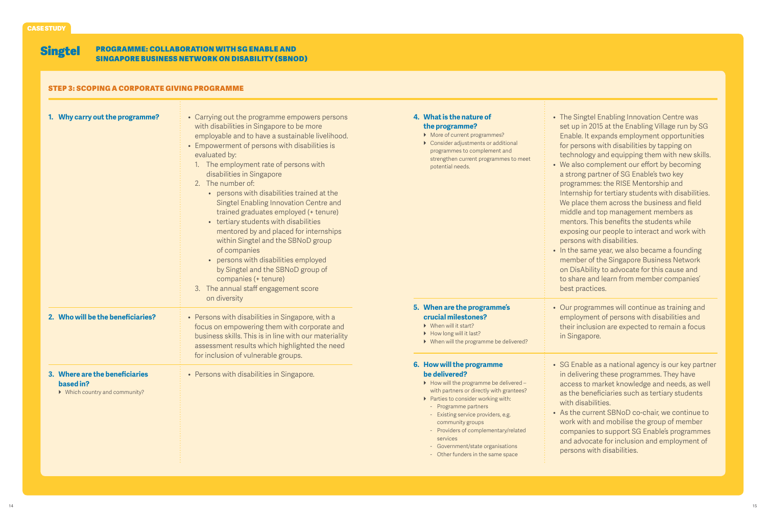CASE STUDY

# Singtel

## PROGRAMME: COLLABORATION WITH SG ENABLE AND SINGAPORE BUSINESS NETWORK ON DISABILITY (SBNOD)

### STEP 3: SCOPING A CORPORATE GIVING PROGRAMME

**1. Why carry out the programme?**

- Carrying out the programme empowers persons with disabilities in Singapore to be more employable and to have a sustainable livelihood.
- Empowerment of persons with disabilities is evaluated by:
  1. The employment rate of persons with disabilities in Singapore
  2. The number of:
     - persons with disabilities trained at the Singtel Enabling Innovation Centre and trained graduates employed (+ tenure)
     - tertiary students with disabilities mentored by and placed for internships within Singtel and the SBNoD group of companies
     - persons with disabilities employed by Singtel and the SBNoD group of companies (+ tenure)
  3. The annual staff engagement score on diversity

**2. Who will be the beneficiaries?**

- Persons with disabilities in Singapore, with a focus on empowering them with corporate and business skills. This is in line with our materiality assessment results which highlighted the need for inclusion of vulnerable groups.

**3. Where are the beneficiaries based in?**
- Which country and community?

- Persons with disabilities in Singapore.

**4. What is the nature of the programme?**
- More of current programmes?
- Consider adjustments or additional programmes to complement and strengthen current programmes to meet potential needs.

- The Singtel Enabling Innovation Centre was set up in 2015 at the Enabling Village run by SG Enable. It expands employment opportunities for persons with disabilities by tapping on technology and equipping them with new skills.
- We also complement our effort by becoming a strong partner of SG Enable's two key programmes: the RISE Mentorship and Internship for tertiary students with disabilities. We place them across the business and field middle and top management members as mentors. This benefits the students while exposing our people to interact and work with persons with disabilities.
- In the same year, we also became a founding member of the Singapore Business Network on DisAbility to advocate for this cause and to share and learn from member companies' best practices.

**5. When are the programme's crucial milestones?**
- When will it start?
- How long will it last?
- When will the programme be delivered?

- Our programmes will continue as training and employment of persons with disabilities and their inclusion are expected to remain a focus in Singapore.

**6. How will the programme be delivered?**
- How will the programme be delivered – with partners or directly with grantees?
- Parties to consider working with:
  - Programme partners
  - Existing service providers, e.g. community groups
  - Providers of complementary/related services
  - Government/state organisations
  - Other funders in the same space

- SG Enable as a national agency is our key partner in delivering these programmes. They have access to market knowledge and needs, as well as the beneficiaries such as tertiary students with disabilities.
- As the current SBNoD co-chair, we continue to work with and mobilise the group of member companies to support SG Enable's programmes and advocate for inclusion and employment of persons with disabilities.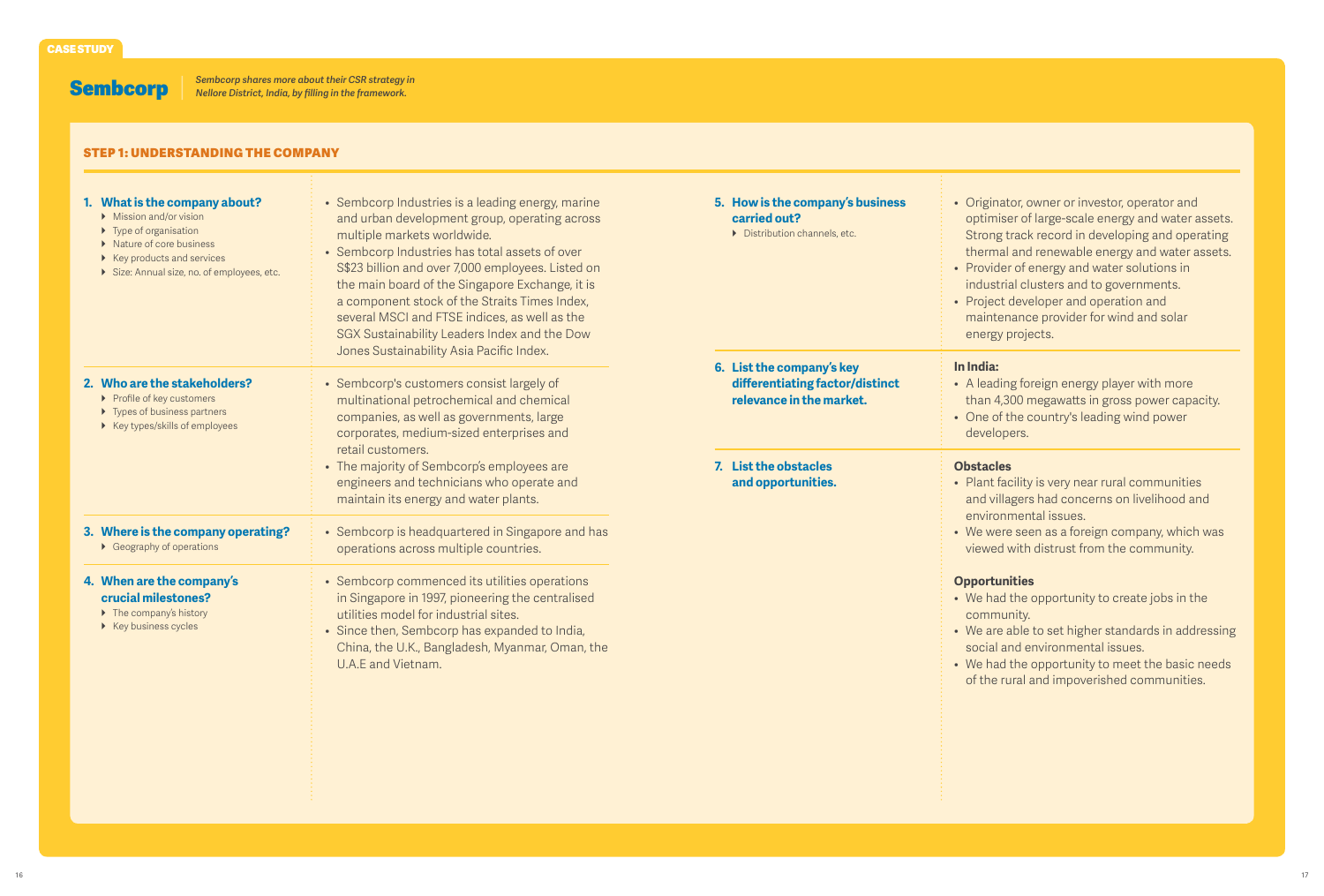CASE STUDY

# Sembcorp

*Sembcorp shares more about their CSR strategy in Nellore District, India, by filling in the framework.*

## STEP 1: UNDERSTANDING THE COMPANY

### 1. What is the company about?

- Mission and/or vision
- Type of organisation
- Nature of core business
- Key products and services
- Size: Annual size, no. of employees, etc.

- Sembcorp Industries is a leading energy, marine and urban development group, operating across multiple markets worldwide.
- Sembcorp Industries has total assets of over S$23 billion and over 7,000 employees. Listed on the main board of the Singapore Exchange, it is a component stock of the Straits Times Index, several MSCI and FTSE indices, as well as the SGX Sustainability Leaders Index and the Dow Jones Sustainability Asia Pacific Index.

### 2. Who are the stakeholders?

- Profile of key customers
- Types of business partners
- Key types/skills of employees

- Sembcorp's customers consist largely of multinational petrochemical and chemical companies, as well as governments, large corporates, medium-sized enterprises and retail customers.
- The majority of Sembcorp's employees are engineers and technicians who operate and maintain its energy and water plants.

### 3. Where is the company operating?

- Geography of operations

- Sembcorp is headquartered in Singapore and has operations across multiple countries.

### 4. When are the company's crucial milestones?

- The company's history
- Key business cycles

- Sembcorp commenced its utilities operations in Singapore in 1997, pioneering the centralised utilities model for industrial sites.
- Since then, Sembcorp has expanded to India, China, the U.K., Bangladesh, Myanmar, Oman, the U.A.E and Vietnam.

### 5. How is the company's business carried out?

- Distribution channels, etc.

- Originator, owner or investor, operator and optimiser of large-scale energy and water assets. Strong track record in developing and operating thermal and renewable energy and water assets.
- Provider of energy and water solutions in industrial clusters and to governments.
- Project developer and operation and maintenance provider for wind and solar energy projects.

### 6. List the company's key differentiating factor/distinct relevance in the market.

**In India:**

- A leading foreign energy player with more than 4,300 megawatts in gross power capacity.
- One of the country's leading wind power developers.

### 7. List the obstacles and opportunities.

**Obstacles**

- Plant facility is very near rural communities and villagers had concerns on livelihood and environmental issues.
- We were seen as a foreign company, which was viewed with distrust from the community.

**Opportunities**

- We had the opportunity to create jobs in the community.
- We are able to set higher standards in addressing social and environmental issues.
- We had the opportunity to meet the basic needs of the rural and impoverished communities.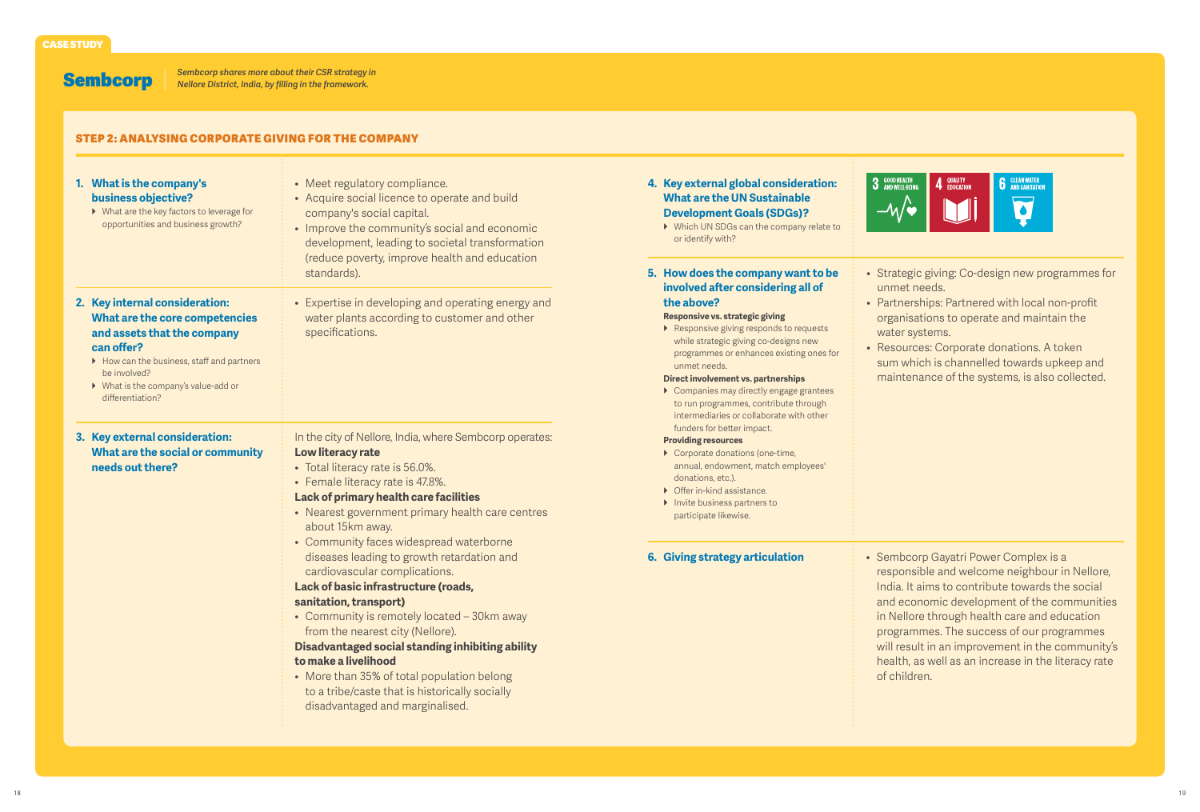CASE STUDY

# Sembcorp

*Sembcorp shares more about their CSR strategy in Nellore District, India, by filling in the framework.*

## STEP 2: ANALYSING CORPORATE GIVING FOR THE COMPANY

### 1. What is the company's business objective?

- What are the key factors to leverage for opportunities and business growth?

- Meet regulatory compliance.
- Acquire social licence to operate and build company's social capital.
- Improve the community's social and economic development, leading to societal transformation (reduce poverty, improve health and education standards).

### 2. Key internal consideration: What are the core competencies and assets that the company can offer?

- How can the business, staff and partners be involved?
- What is the company's value-add or differentiation?

- Expertise in developing and operating energy and water plants according to customer and other specifications.

### 3. Key external consideration: What are the social or community needs out there?

In the city of Nellore, India, where Sembcorp operates:

**Low literacy rate**

- Total literacy rate is 56.0%.
- Female literacy rate is 47.8%.

**Lack of primary health care facilities**

- Nearest government primary health care centres about 15km away.
- Community faces widespread waterborne diseases leading to growth retardation and cardiovascular complications.

**Lack of basic infrastructure (roads, sanitation, transport)**

- Community is remotely located – 30km away from the nearest city (Nellore).

**Disadvantaged social standing inhibiting ability to make a livelihood**

- More than 35% of total population belong to a tribe/caste that is historically socially disadvantaged and marginalised.

### 4. Key external global consideration: What are the UN Sustainable Development Goals (SDGs)?

- Which UN SDGs can the company relate to or identify with?

3 GOOD HEALTH AND WELL-BEING; 4 QUALITY EDUCATION; 6 CLEAN WATER AND SANITATION

### 5. How does the company want to be involved after considering all of the above?

**Responsive vs. strategic giving**

- Responsive giving responds to requests while strategic giving co-designs new programmes or enhances existing ones for unmet needs.

**Direct involvement vs. partnerships**

- Companies may directly engage grantees to run programmes, contribute through intermediaries or collaborate with other funders for better impact.

**Providing resources**

- Corporate donations (one-time, annual, endowment, match employees' donations, etc.).
- Offer in-kind assistance.
- Invite business partners to participate likewise.

- Strategic giving: Co-design new programmes for unmet needs.
- Partnerships: Partnered with local non-profit organisations to operate and maintain the water systems.
- Resources: Corporate donations. A token sum which is channelled towards upkeep and maintenance of the systems, is also collected.

### 6. Giving strategy articulation

- Sembcorp Gayatri Power Complex is a responsible and welcome neighbour in Nellore, India. It aims to contribute towards the social and economic development of the communities in Nellore through health care and education programmes. The success of our programmes will result in an improvement in the community's health, as well as an increase in the literacy rate of children.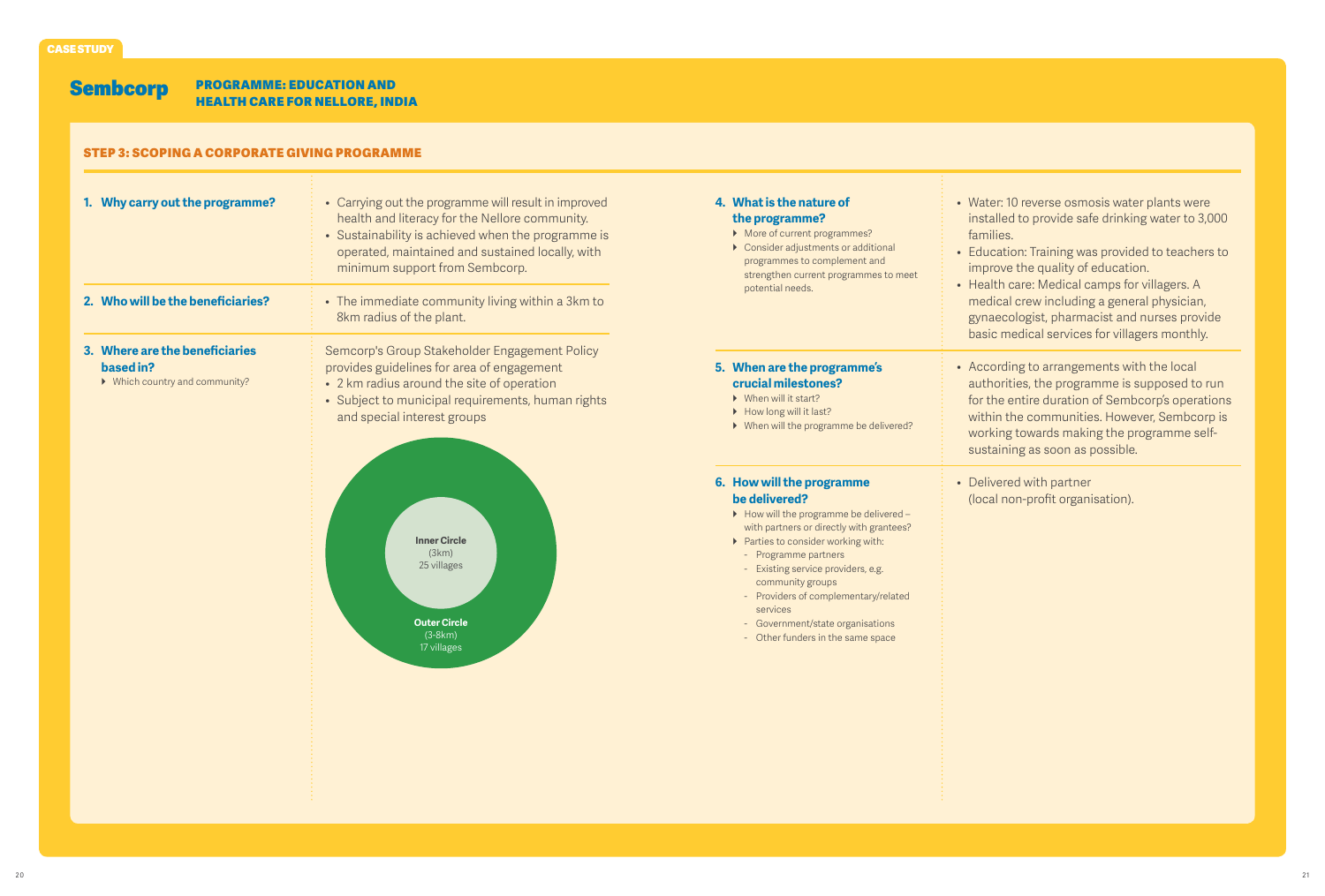CASE STUDY

# Sembcorp

## PROGRAMME: EDUCATION AND HEALTH CARE FOR NELLORE, INDIA

### STEP 3: SCOPING A CORPORATE GIVING PROGRAMME

**1. Why carry out the programme?**

- Carrying out the programme will result in improved health and literacy for the Nellore community.
- Sustainability is achieved when the programme is operated, maintained and sustained locally, with minimum support from Sembcorp.

**2. Who will be the beneficiaries?**

- The immediate community living within a 3km to 8km radius of the plant.

**3. Where are the beneficiaries based in?**

- Which country and community?

Semcorp's Group Stakeholder Engagement Policy provides guidelines for area of engagement

- 2 km radius around the site of operation
- Subject to municipal requirements, human rights and special interest groups

Inner Circle (3km) 25 villages

Outer Circle (3-8km) 17 villages

**4. What is the nature of the programme?**

- More of current programmes?
- Consider adjustments or additional programmes to complement and strengthen current programmes to meet potential needs.

- Water: 10 reverse osmosis water plants were installed to provide safe drinking water to 3,000 families.
- Education: Training was provided to teachers to improve the quality of education.
- Health care: Medical camps for villagers. A medical crew including a general physician, gynaecologist, pharmacist and nurses provide basic medical services for villagers monthly.

**5. When are the programme's crucial milestones?**

- When will it start?
- How long will it last?
- When will the programme be delivered?

- According to arrangements with the local authorities, the programme is supposed to run for the entire duration of Sembcorp's operations within the communities. However, Sembcorp is working towards making the programme self-sustaining as soon as possible.

**6. How will the programme be delivered?**

- How will the programme be delivered – with partners or directly with grantees?
- Parties to consider working with:
  - Programme partners
  - Existing service providers, e.g. community groups
  - Providers of complementary/related services
  - Government/state organisations
  - Other funders in the same space

- Delivered with partner (local non-profit organisation).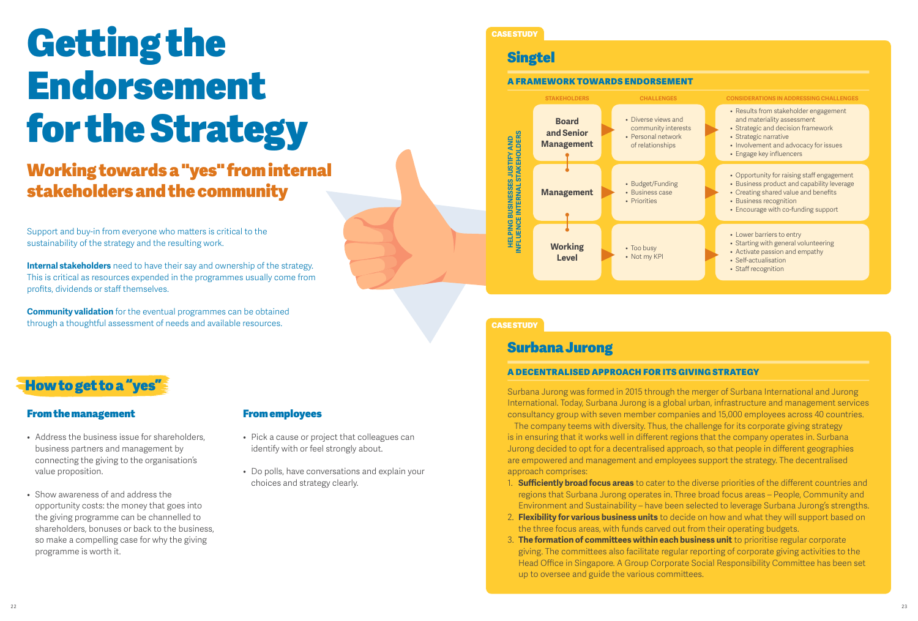# Getting the Endorsement for the Strategy

## Working towards a "yes" from internal stakeholders and the community

Support and buy-in from everyone who matters is critical to the sustainability of the strategy and the resulting work.

**Internal stakeholders** need to have their say and ownership of the strategy. This is critical as resources expended in the programmes usually come from profits, dividends or staff themselves.

**Community validation** for the eventual programmes can be obtained through a thoughtful assessment of needs and available resources.

## How to get to a "yes"

### From the management

- Address the business issue for shareholders, business partners and management by connecting the giving to the organisation's value proposition.
- Show awareness of and address the opportunity costs: the money that goes into the giving programme can be channelled to shareholders, bonuses or back to the business, so make a compelling case for why the giving programme is worth it.

### From employees

- Pick a cause or project that colleagues can identify with or feel strongly about.
- Do polls, have conversations and explain your choices and strategy clearly.

CASE STUDY

## Singtel

### A FRAMEWORK TOWARDS ENDORSEMENT

HELPING BUSINESSES JUSTIFY AND INFLUENCE INTERNAL STAKEHOLDERS

| STAKEHOLDERS | CHALLENGES | CONSIDERATIONS IN ADDRESSING CHALLENGES |
|---|---|---|
| Board and Senior Management | • Diverse views and community interests<br>• Personal network of relationships | • Results from stakeholder engagement and materiality assessment<br>• Strategic and decision framework<br>• Strategic narrative<br>• Involvement and advocacy for issues<br>• Engage key influencers |
| Management | • Budget/Funding<br>• Business case<br>• Priorities | • Opportunity for raising staff engagement<br>• Business product and capability leverage<br>• Creating shared value and benefits<br>• Business recognition<br>• Encourage with co-funding support |
| Working Level | • Too busy<br>• Not my KPI | • Lower barriers to entry<br>• Starting with general volunteering<br>• Activate passion and empathy<br>• Self-actualisation<br>• Staff recognition |

CASE STUDY

## Surbana Jurong

### A DECENTRALISED APPROACH FOR ITS GIVING STRATEGY

Surbana Jurong was formed in 2015 through the merger of Surbana International and Jurong International. Today, Surbana Jurong is a global urban, infrastructure and management services consultancy group with seven member companies and 15,000 employees across 40 countries.

The company teems with diversity. Thus, the challenge for its corporate giving strategy is in ensuring that it works well in different regions that the company operates in. Surbana Jurong decided to opt for a decentralised approach, so that people in different geographies are empowered and management and employees support the strategy. The decentralised approach comprises:

1. **Sufficiently broad focus areas** to cater to the diverse priorities of the different countries and regions that Surbana Jurong operates in. Three broad focus areas – People, Community and Environment and Sustainability – have been selected to leverage Surbana Jurong's strengths.
2. **Flexibility for various business units** to decide on how and what they will support based on the three focus areas, with funds carved out from their operating budgets.
3. **The formation of committees within each business unit** to prioritise regular corporate giving. The committees also facilitate regular reporting of corporate giving activities to the Head Office in Singapore. A Group Corporate Social Responsibility Committee has been set up to oversee and guide the various committees.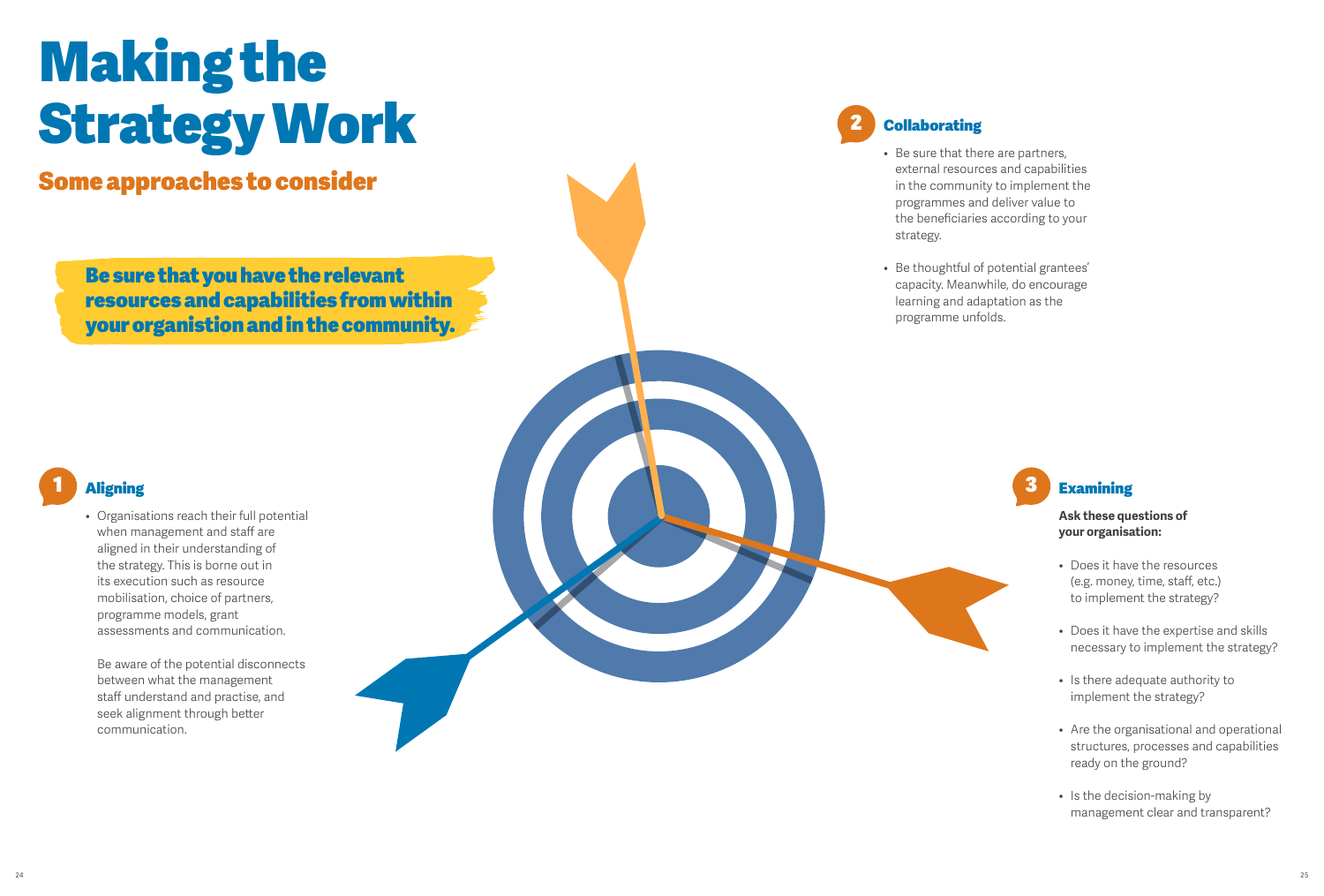# Making the Strategy Work

## Some approaches to consider

**Be sure that you have the relevant resources and capabilities from within your organistion and in the community.**

### 1 Aligning

- Organisations reach their full potential when management and staff are aligned in their understanding of the strategy. This is borne out in its execution such as resource mobilisation, choice of partners, programme models, grant assessments and communication.

  Be aware of the potential disconnects between what the management staff understand and practise, and seek alignment through better communication.

### 2 Collaborating

- Be sure that there are partners, external resources and capabilities in the community to implement the programmes and deliver value to the beneficiaries according to your strategy.
- Be thoughtful of potential grantees' capacity. Meanwhile, do encourage learning and adaptation as the programme unfolds.

### 3 Examining

**Ask these questions of your organisation:**

- Does it have the resources (e.g. money, time, staff, etc.) to implement the strategy?
- Does it have the expertise and skills necessary to implement the strategy?
- Is there adequate authority to implement the strategy?
- Are the organisational and operational structures, processes and capabilities ready on the ground?
- Is the decision-making by management clear and transparent?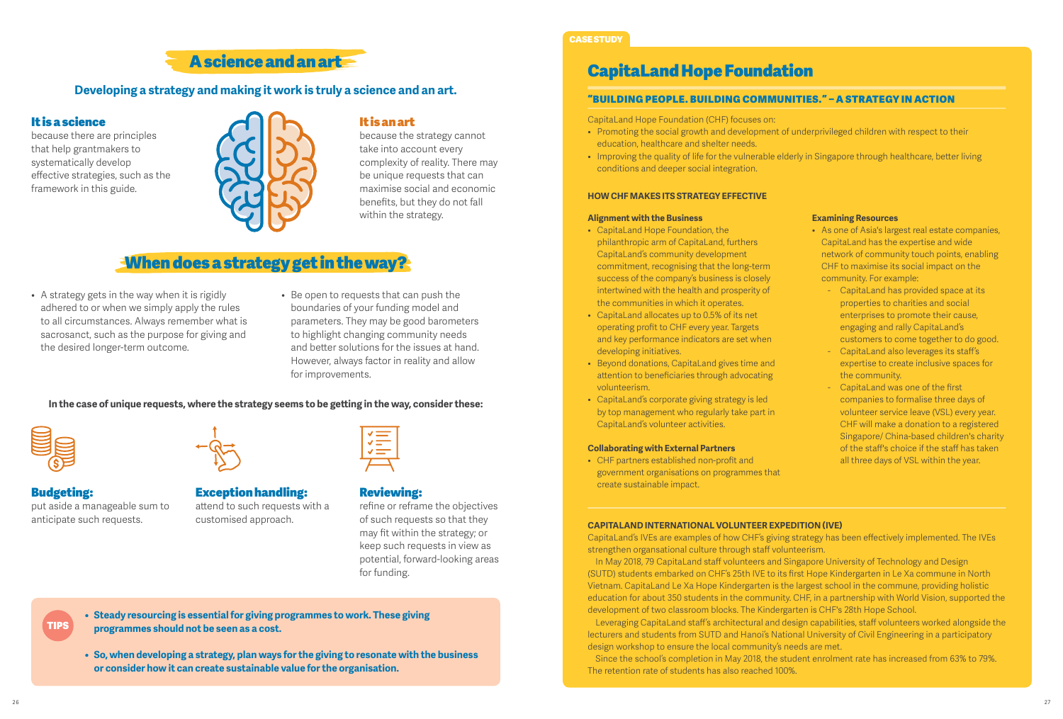# A science and an art

**Developing a strategy and making it work is truly a science and an art.**

### It is a science

because there are principles that help grantmakers to systematically develop effective strategies, such as the framework in this guide.

### It is an art

because the strategy cannot take into account every complexity of reality. There may be unique requests that can maximise social and economic benefits, but they do not fall within the strategy.

# When does a strategy get in the way?

- A strategy gets in the way when it is rigidly adhered to or when we simply apply the rules to all circumstances. Always remember what is sacrosanct, such as the purpose for giving and the desired longer-term outcome.
- Be open to requests that can push the boundaries of your funding model and parameters. They may be good barometers to highlight changing community needs and better solutions for the issues at hand. However, always factor in reality and allow for improvements.

**In the case of unique requests, where the strategy seems to be getting in the way, consider these:**

### Budgeting:

put aside a manageable sum to anticipate such requests.

### Exception handling:

attend to such requests with a customised approach.

### Reviewing:

refine or reframe the objectives of such requests so that they may fit within the strategy; or keep such requests in view as potential, forward-looking areas for funding.

**TIPS**

- **Steady resourcing is essential for giving programmes to work. These giving programmes should not be seen as a cost.**
- **So, when developing a strategy, plan ways for the giving to resonate with the business or consider how it can create sustainable value for the organisation.**

CASE STUDY

# CapitaLand Hope Foundation

## "BUILDING PEOPLE. BUILDING COMMUNITIES." – A STRATEGY IN ACTION

CapitaLand Hope Foundation (CHF) focuses on:

- Promoting the social growth and development of underprivileged children with respect to their education, healthcare and shelter needs.
- Improving the quality of life for the vulnerable elderly in Singapore through healthcare, better living conditions and deeper social integration.

### HOW CHF MAKES ITS STRATEGY EFFECTIVE

**Alignment with the Business**

- CapitaLand Hope Foundation, the philanthropic arm of CapitaLand, furthers CapitaLand's community development commitment, recognising that the long-term success of the company's business is closely intertwined with the health and prosperity of the communities in which it operates.
- CapitaLand allocates up to 0.5% of its net operating profit to CHF every year. Targets and key performance indicators are set when developing initiatives.
- Beyond donations, CapitaLand gives time and attention to beneficiaries through advocating volunteerism.
- CapitaLand's corporate giving strategy is led by top management who regularly take part in CapitaLand's volunteer activities.

**Collaborating with External Partners**

- CHF partners established non-profit and government organisations on programmes that create sustainable impact.

**Examining Resources**

- As one of Asia's largest real estate companies, CapitaLand has the expertise and wide network of community touch points, enabling CHF to maximise its social impact on the community. For example:
  - CapitaLand has provided space at its properties to charities and social enterprises to promote their cause, engaging and rally CapitaLand's customers to come together to do good.
  - CapitaLand also leverages its staff's expertise to create inclusive spaces for the community.
  - CapitaLand was one of the first companies to formalise three days of volunteer service leave (VSL) every year. CHF will make a donation to a registered Singapore/ China-based children's charity of the staff's choice if the staff has taken all three days of VSL within the year.

### CAPITALAND INTERNATIONAL VOLUNTEER EXPEDITION (IVE)

CapitaLand's IVEs are examples of how CHF's giving strategy has been effectively implemented. The IVEs strengthen organsational culture through staff volunteerism.

In May 2018, 79 CapitaLand staff volunteers and Singapore University of Technology and Design (SUTD) students embarked on CHF's 25th IVE to its first Hope Kindergarten in Le Xa commune in North Vietnam. CapitaLand Le Xa Hope Kindergarten is the largest school in the commune, providing holistic education for about 350 students in the community. CHF, in a partnership with World Vision, supported the development of two classroom blocks. The Kindergarten is CHF's 28th Hope School.

Leveraging CapitaLand staff's architectural and design capabilities, staff volunteers worked alongside the lecturers and students from SUTD and Hanoi's National University of Civil Engineering in a participatory design workshop to ensure the local community's needs are met.

Since the school's completion in May 2018, the student enrolment rate has increased from 63% to 79%. The retention rate of students has also reached 100%.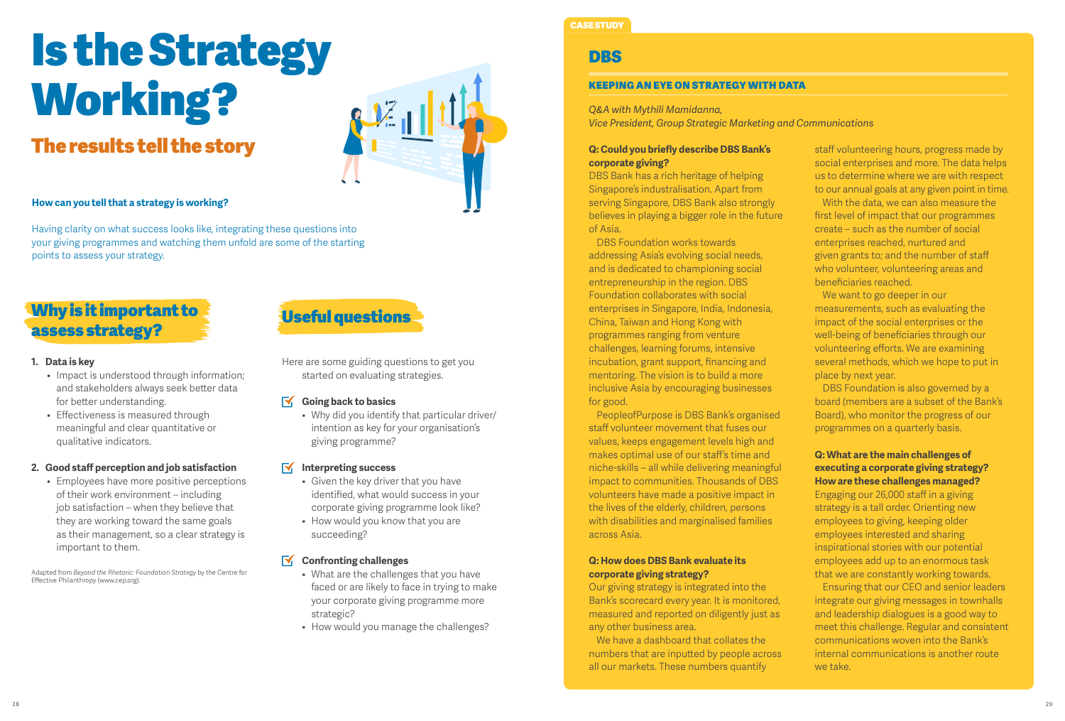# Is the Strategy Working?

## The results tell the story

**How can you tell that a strategy is working?**

Having clarity on what success looks like, integrating these questions into your giving programmes and watching them unfold are some of the starting points to assess your strategy.

## Why is it important to assess strategy?

1. **Data is key**
   - Impact is understood through information; and stakeholders always seek better data for better understanding.
   - Effectiveness is measured through meaningful and clear quantitative or qualitative indicators.

2. **Good staff perception and job satisfaction**
   - Employees have more positive perceptions of their work environment – including job satisfaction – when they believe that they are working toward the same goals as their management, so a clear strategy is important to them.

Adapted from *Beyond the Rhetoric: Foundation Strategy* by the Centre for Effective Philanthropy (www.cep.org).

## Useful questions

Here are some guiding questions to get you started on evaluating strategies.

**Going back to basics**
- Why did you identify that particular driver/ intention as key for your organisation's giving programme?

**Interpreting success**
- Given the key driver that you have identified, what would success in your corporate giving programme look like?
- How would you know that you are succeeding?

**Confronting challenges**
- What are the challenges that you have faced or are likely to face in trying to make your corporate giving programme more strategic?
- How would you manage the challenges?

CASE STUDY

## DBS

### KEEPING AN EYE ON STRATEGY WITH DATA

*Q&A with Mythili Mamidanna,*
*Vice President, Group Strategic Marketing and Communications*

**Q: Could you briefly describe DBS Bank's corporate giving?**

DBS Bank has a rich heritage of helping Singapore's industrialisation. Apart from serving Singapore, DBS Bank also strongly believes in playing a bigger role in the future of Asia.

DBS Foundation works towards addressing Asia's evolving social needs, and is dedicated to championing social entrepreneurship in the region. DBS Foundation collaborates with social enterprises in Singapore, India, Indonesia, China, Taiwan and Hong Kong with programmes ranging from venture challenges, learning forums, intensive incubation, grant support, financing and mentoring. The vision is to build a more inclusive Asia by encouraging businesses for good.

PeopleofPurpose is DBS Bank's organised staff volunteer movement that fuses our values, keeps engagement levels high and makes optimal use of our staff's time and niche-skills – all while delivering meaningful impact to communities. Thousands of DBS volunteers have made a positive impact in the lives of the elderly, children, persons with disabilities and marginalised families across Asia.

**Q: How does DBS Bank evaluate its corporate giving strategy?**

Our giving strategy is integrated into the Bank's scorecard every year. It is monitored, measured and reported on diligently just as any other business area.

We have a dashboard that collates the numbers that are inputted by people across all our markets. These numbers quantify staff volunteering hours, progress made by social enterprises and more. The data helps us to determine where we are with respect to our annual goals at any given point in time.

With the data, we can also measure the first level of impact that our programmes create – such as the number of social enterprises reached, nurtured and given grants to; and the number of staff who volunteer, volunteering areas and beneficiaries reached.

We want to go deeper in our measurements, such as evaluating the impact of the social enterprises or the well-being of beneficiaries through our volunteering efforts. We are examining several methods, which we hope to put in place by next year.

DBS Foundation is also governed by a board (members are a subset of the Bank's Board), who monitor the progress of our programmes on a quarterly basis.

**Q: What are the main challenges of executing a corporate giving strategy? How are these challenges managed?**

Engaging our 26,000 staff in a giving strategy is a tall order. Orienting new employees to giving, keeping older employees interested and sharing inspirational stories with our potential employees add up to an enormous task that we are constantly working towards.

Ensuring that our CEO and senior leaders integrate our giving messages in townhalls and leadership dialogues is a good way to meet this challenge. Regular and consistent communications woven into the Bank's internal communications is another route we take.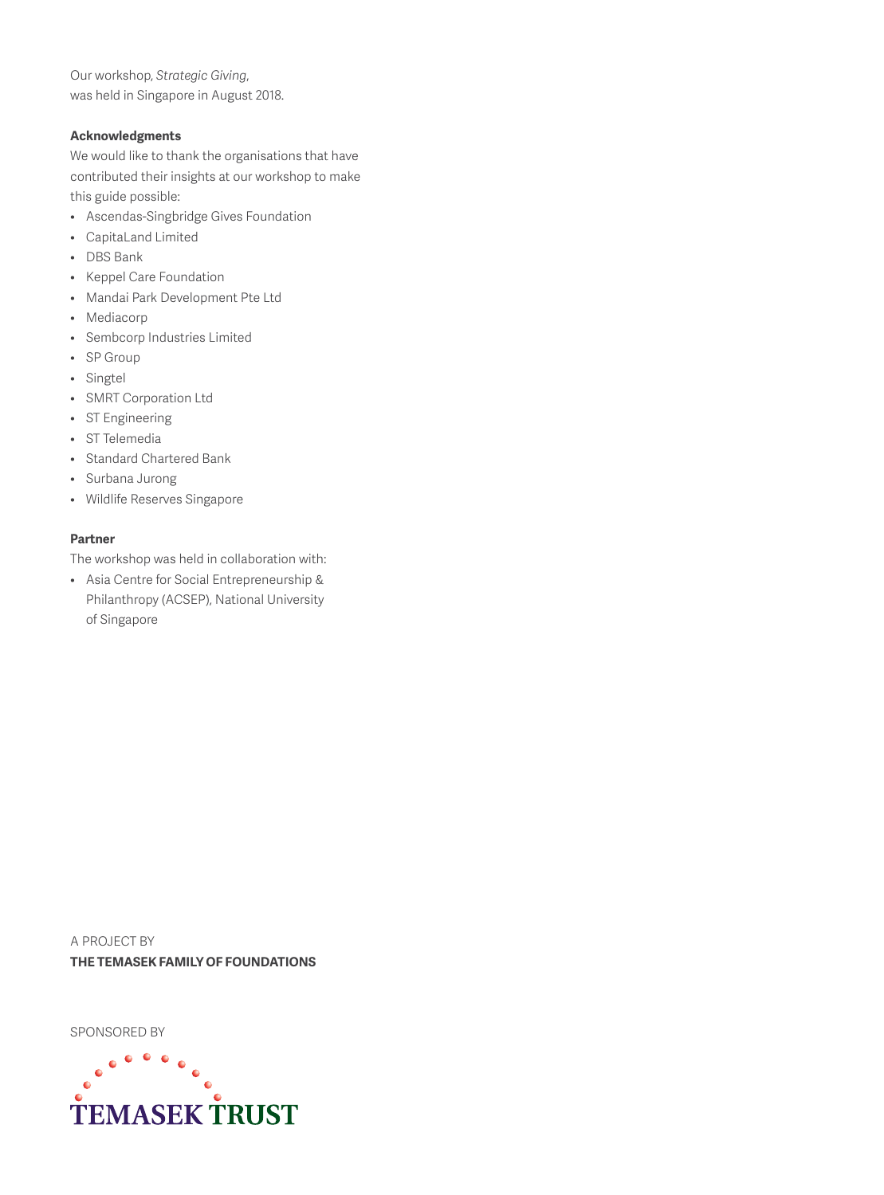Our workshop, *Strategic Giving*, was held in Singapore in August 2018.

**Acknowledgments**

We would like to thank the organisations that have contributed their insights at our workshop to make this guide possible:

- Ascendas-Singbridge Gives Foundation
- CapitaLand Limited
- DBS Bank
- Keppel Care Foundation
- Mandai Park Development Pte Ltd
- Mediacorp
- Sembcorp Industries Limited
- SP Group
- Singtel
- SMRT Corporation Ltd
- ST Engineering
- ST Telemedia
- Standard Chartered Bank
- Surbana Jurong
- Wildlife Reserves Singapore

**Partner**

The workshop was held in collaboration with:

- Asia Centre for Social Entrepreneurship & Philanthropy (ACSEP), National University of Singapore

A PROJECT BY

**THE TEMASEK FAMILY OF FOUNDATIONS**

SPONSORED BY

TEMASEK TRUST